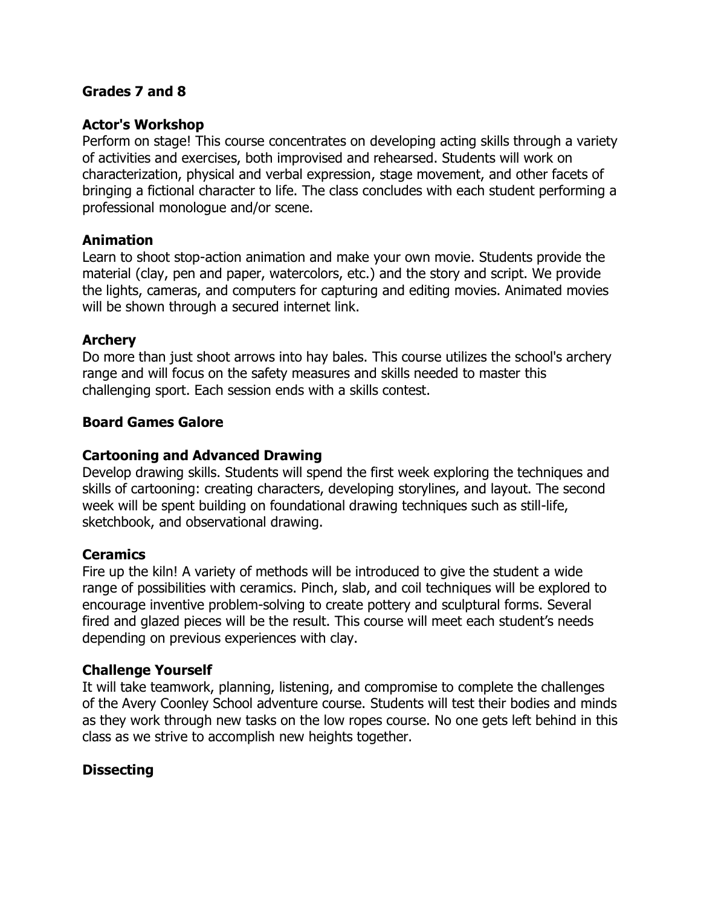## Grades 7 and 8

### Actor's Workshop

Perform on stage! This course concentrates on developing acting skills through a variety of activities and exercises, both improvised and rehearsed. Students will work on characterization, physical and verbal expression, stage movement, and other facets of bringing a fictional character to life. The class concludes with each student performing a professional monologue and/or scene.

### Animation

Learn to shoot stop-action animation and make your own movie. Students provide the material (clay, pen and paper, watercolors, etc.) and the story and script. We provide the lights, cameras, and computers for capturing and editing movies. Animated movies will be shown through a secured internet link.

### Archery

Do more than just shoot arrows into hay bales. This course utilizes the school's archery range and will focus on the safety measures and skills needed to master this challenging sport. Each session ends with a skills contest.

### Board Games Galore

### Cartooning and Advanced Drawing

Develop drawing skills. Students will spend the first week exploring the techniques and skills of cartooning: creating characters, developing storylines, and layout. The second week will be spent building on foundational drawing techniques such as still-life, sketchbook, and observational drawing.

### Ceramics

Fire up the kiln! A variety of methods will be introduced to give the student a wide range of possibilities with ceramics. Pinch, slab, and coil techniques will be explored to encourage inventive problem-solving to create pottery and sculptural forms. Several fired and glazed pieces will be the result. This course will meet each student's needs depending on previous experiences with clay.

### Challenge Yourself

It will take teamwork, planning, listening, and compromise to complete the challenges of the Avery Coonley School adventure course. Students will test their bodies and minds as they work through new tasks on the low ropes course. No one gets left behind in this class as we strive to accomplish new heights together.

### Dissecting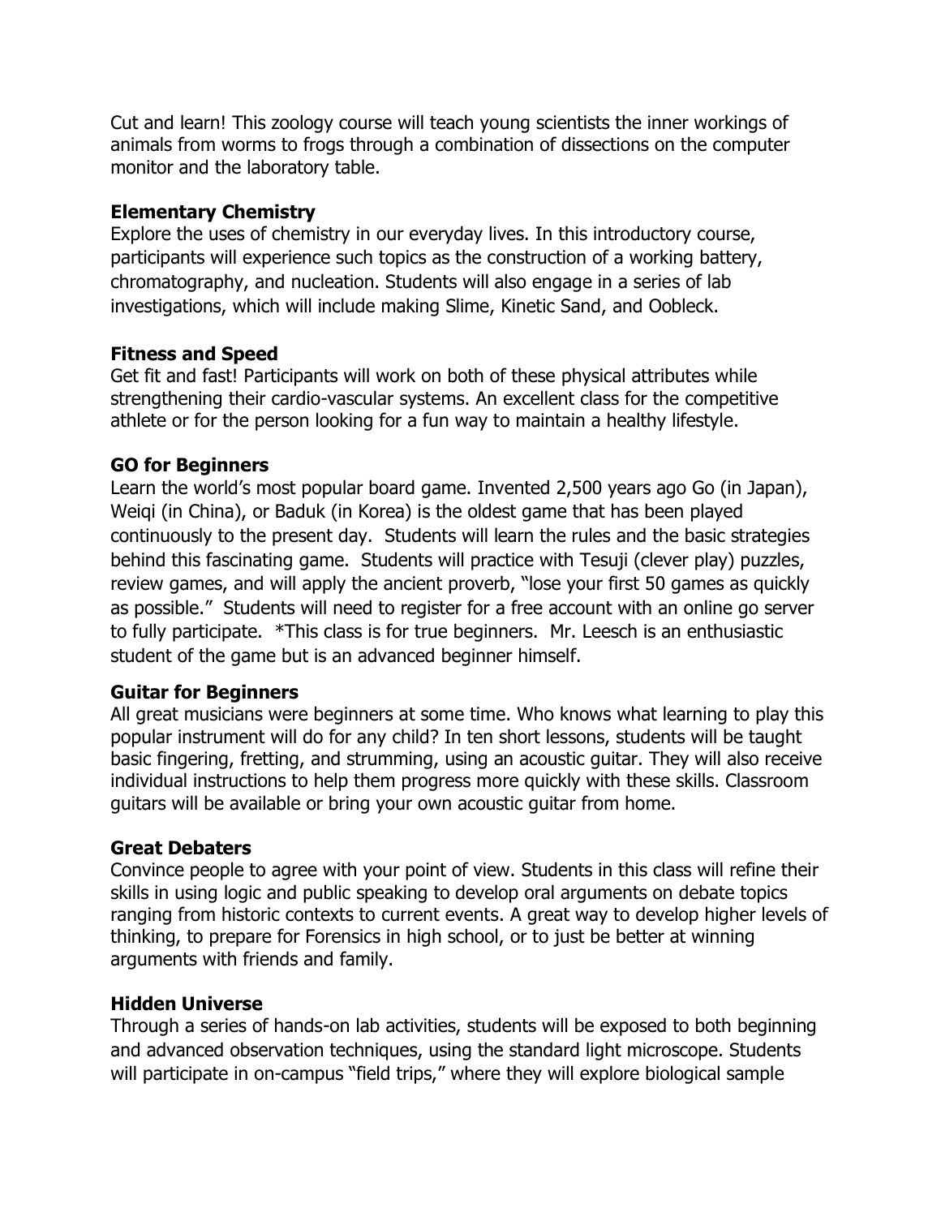Cut and learn! This zoology course will teach young scientists the inner workings of animals from worms to frogs through a combination of dissections on the computer monitor and the laboratory table.

### Elementary Chemistry

Explore the uses of chemistry in our everyday lives. In this introductory course, participants will experience such topics as the construction of a working battery, chromatography, and nucleation. Students will also engage in a series of lab investigations, which will include making Slime, Kinetic Sand, and Oobleck.

### Fitness and Speed

Get fit and fast! Participants will work on both of these physical attributes while strengthening their cardio-vascular systems. An excellent class for the competitive athlete or for the person looking for a fun way to maintain a healthy lifestyle.

### GO for Beginners

Learn the world's most popular board game. Invented 2,500 years ago Go (in Japan), Weiqi (in China), or Baduk (in Korea) is the oldest game that has been played continuously to the present day. Students will learn the rules and the basic strategies behind this fascinating game. Students will practice with Tesuji (clever play) puzzles, review games, and will apply the ancient proverb, "lose your first 50 games as quickly as possible." Students will need to register for a free account with an online go server to fully participate. *This class is for true beginners. Mr. Leesch is an enthusiastic student of the game but is an advanced beginner himself.

### Guitar for Beginners

All great musicians were beginners at some time. Who knows what learning to play this popular instrument will do for any child? In ten short lessons, students will be taught basic fingering, fretting, and strumming, using an acoustic guitar. They will also receive individual instructions to help them progress more quickly with these skills. Classroom guitars will be available or bring your own acoustic guitar from home.

### Great Debaters

Convince people to agree with your point of view. Students in this class will refine their skills in using logic and public speaking to develop oral arguments on debate topics ranging from historic contexts to current events. A great way to develop higher levels of thinking, to prepare for Forensics in high school, or to just be better at winning arguments with friends and family.

### Hidden Universe

Through a series of hands-on lab activities, students will be exposed to both beginning and advanced observation techniques, using the standard light microscope. Students will participate in on-campus "field trips," where they will explore biological sample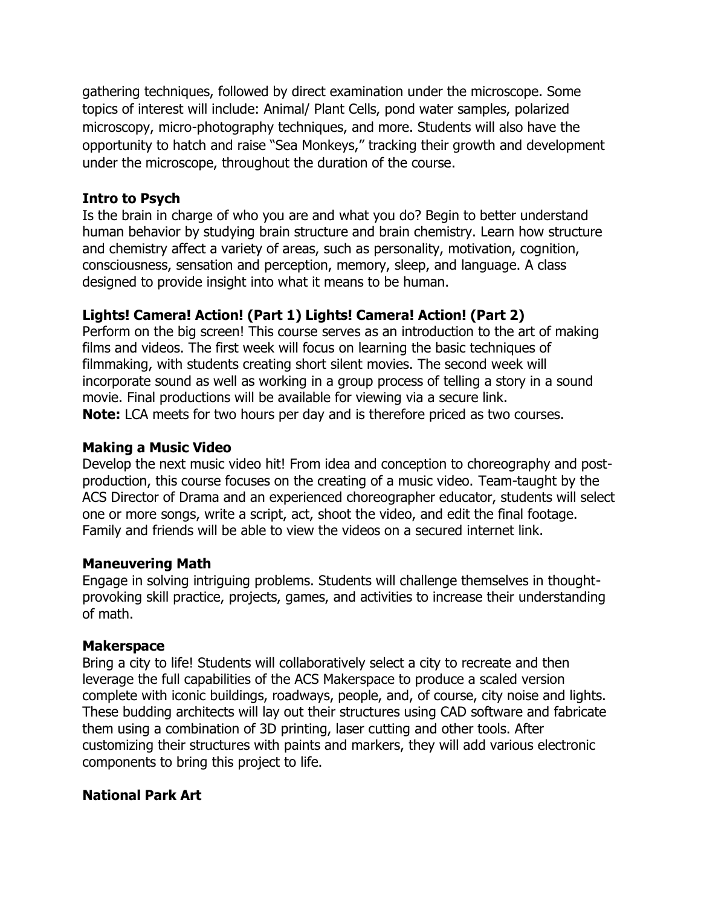gathering techniques, followed by direct examination under the microscope. Some topics of interest will include: Animal/ Plant Cells, pond water samples, polarized microscopy, micro-photography techniques, and more. Students will also have the opportunity to hatch and raise "Sea Monkeys," tracking their growth and development under the microscope, throughout the duration of the course.

**Intro to Psych**

Is the brain in charge of who you are and what you do? Begin to better understand human behavior by studying brain structure and brain chemistry. Learn how structure and chemistry affect a variety of areas, such as personality, motivation, cognition, consciousness, sensation and perception, memory, sleep, and language. A class designed to provide insight into what it means to be human.

**Lights! Camera! Action! (Part 1) Lights! Camera! Action! (Part 2)**

Perform on the big screen! This course serves as an introduction to the art of making films and videos. The first week will focus on learning the basic techniques of filmmaking, with students creating short silent movies. The second week will incorporate sound as well as working in a group process of telling a story in a sound movie. Final productions will be available for viewing via a secure link.

**Note:** LCA meets for two hours per day and is therefore priced as two courses.

**Making a Music Video**

Develop the next music video hit! From idea and conception to choreography and post-production, this course focuses on the creating of a music video. Team-taught by the ACS Director of Drama and an experienced choreographer educator, students will select one or more songs, write a script, act, shoot the video, and edit the final footage. Family and friends will be able to view the videos on a secured internet link.

**Maneuvering Math**

Engage in solving intriguing problems. Students will challenge themselves in thought-provoking skill practice, projects, games, and activities to increase their understanding of math.

**Makerspace**

Bring a city to life! Students will collaboratively select a city to recreate and then leverage the full capabilities of the ACS Makerspace to produce a scaled version complete with iconic buildings, roadways, people, and, of course, city noise and lights. These budding architects will lay out their structures using CAD software and fabricate them using a combination of 3D printing, laser cutting and other tools. After customizing their structures with paints and markers, they will add various electronic components to bring this project to life.

**National Park Art**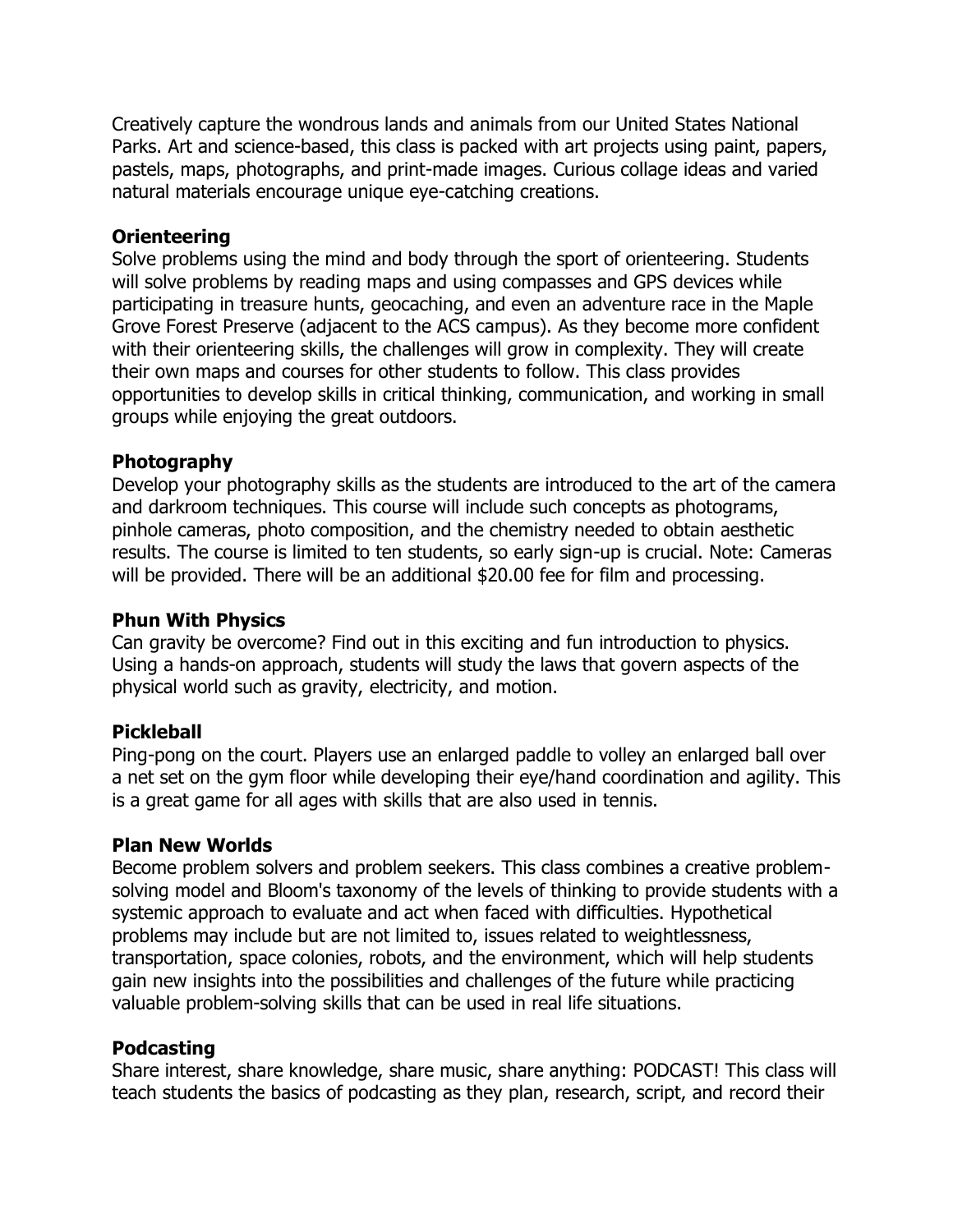Creatively capture the wondrous lands and animals from our United States National Parks. Art and science-based, this class is packed with art projects using paint, papers, pastels, maps, photographs, and print-made images. Curious collage ideas and varied natural materials encourage unique eye-catching creations.

**Orienteering**
Solve problems using the mind and body through the sport of orienteering. Students will solve problems by reading maps and using compasses and GPS devices while participating in treasure hunts, geocaching, and even an adventure race in the Maple Grove Forest Preserve (adjacent to the ACS campus). As they become more confident with their orienteering skills, the challenges will grow in complexity. They will create their own maps and courses for other students to follow. This class provides opportunities to develop skills in critical thinking, communication, and working in small groups while enjoying the great outdoors.

**Photography**
Develop your photography skills as the students are introduced to the art of the camera and darkroom techniques. This course will include such concepts as photograms, pinhole cameras, photo composition, and the chemistry needed to obtain aesthetic results. The course is limited to ten students, so early sign-up is crucial. Note: Cameras will be provided. There will be an additional $20.00 fee for film and processing.

**Phun With Physics**
Can gravity be overcome? Find out in this exciting and fun introduction to physics. Using a hands-on approach, students will study the laws that govern aspects of the physical world such as gravity, electricity, and motion.

**Pickleball**
Ping-pong on the court. Players use an enlarged paddle to volley an enlarged ball over a net set on the gym floor while developing their eye/hand coordination and agility. This is a great game for all ages with skills that are also used in tennis.

**Plan New Worlds**
Become problem solvers and problem seekers. This class combines a creative problem-solving model and Bloom's taxonomy of the levels of thinking to provide students with a systemic approach to evaluate and act when faced with difficulties. Hypothetical problems may include but are not limited to, issues related to weightlessness, transportation, space colonies, robots, and the environment, which will help students gain new insights into the possibilities and challenges of the future while practicing valuable problem-solving skills that can be used in real life situations.

**Podcasting**
Share interest, share knowledge, share music, share anything: PODCAST! This class will teach students the basics of podcasting as they plan, research, script, and record their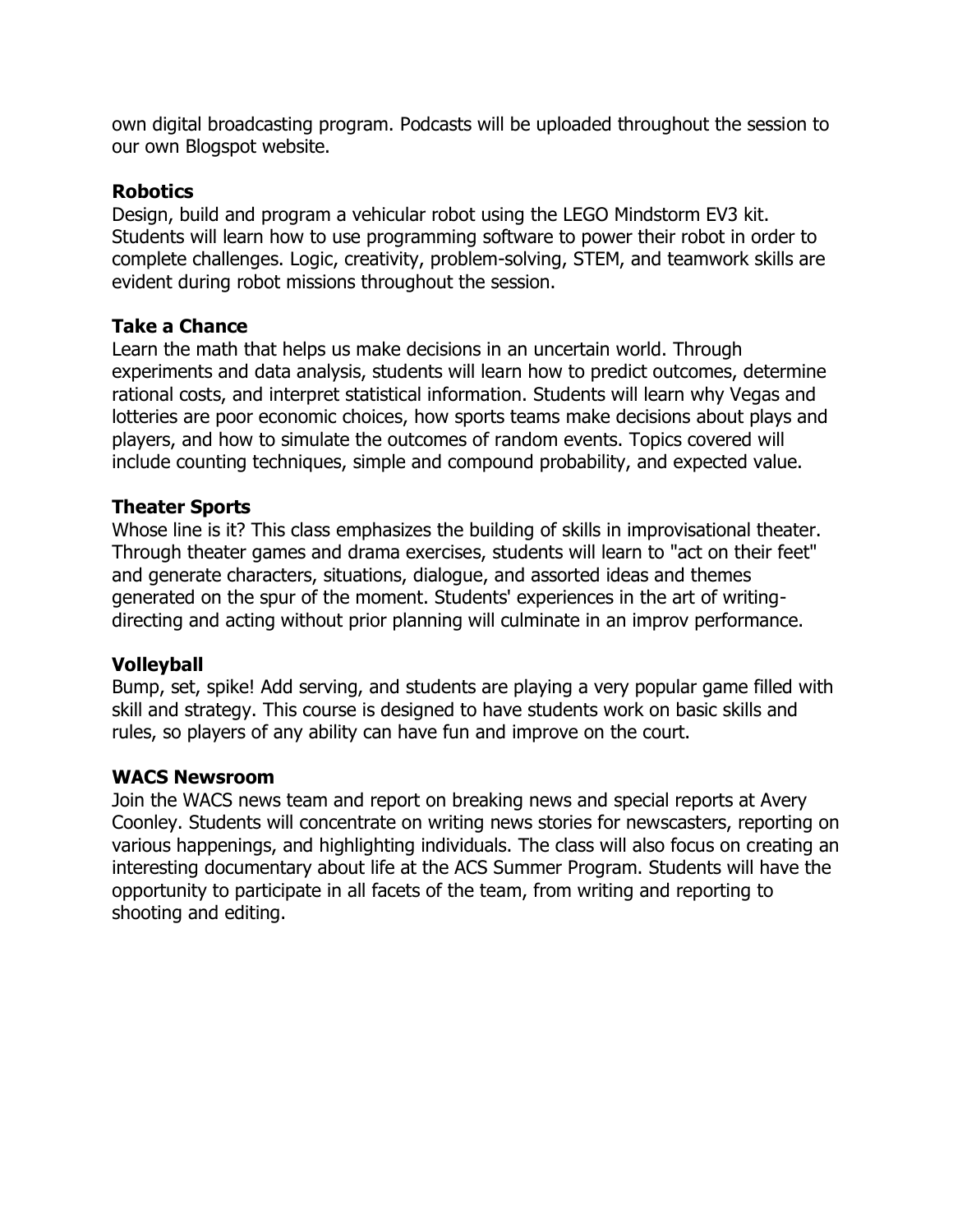own digital broadcasting program. Podcasts will be uploaded throughout the session to our own Blogspot website.

**Robotics**

Design, build and program a vehicular robot using the LEGO Mindstorm EV3 kit. Students will learn how to use programming software to power their robot in order to complete challenges. Logic, creativity, problem-solving, STEM, and teamwork skills are evident during robot missions throughout the session.

**Take a Chance**

Learn the math that helps us make decisions in an uncertain world. Through experiments and data analysis, students will learn how to predict outcomes, determine rational costs, and interpret statistical information. Students will learn why Vegas and lotteries are poor economic choices, how sports teams make decisions about plays and players, and how to simulate the outcomes of random events. Topics covered will include counting techniques, simple and compound probability, and expected value.

**Theater Sports**

Whose line is it? This class emphasizes the building of skills in improvisational theater. Through theater games and drama exercises, students will learn to "act on their feet" and generate characters, situations, dialogue, and assorted ideas and themes generated on the spur of the moment. Students' experiences in the art of writing-directing and acting without prior planning will culminate in an improv performance.

**Volleyball**

Bump, set, spike! Add serving, and students are playing a very popular game filled with skill and strategy. This course is designed to have students work on basic skills and rules, so players of any ability can have fun and improve on the court.

**WACS Newsroom**

Join the WACS news team and report on breaking news and special reports at Avery Coonley. Students will concentrate on writing news stories for newscasters, reporting on various happenings, and highlighting individuals. The class will also focus on creating an interesting documentary about life at the ACS Summer Program. Students will have the opportunity to participate in all facets of the team, from writing and reporting to shooting and editing.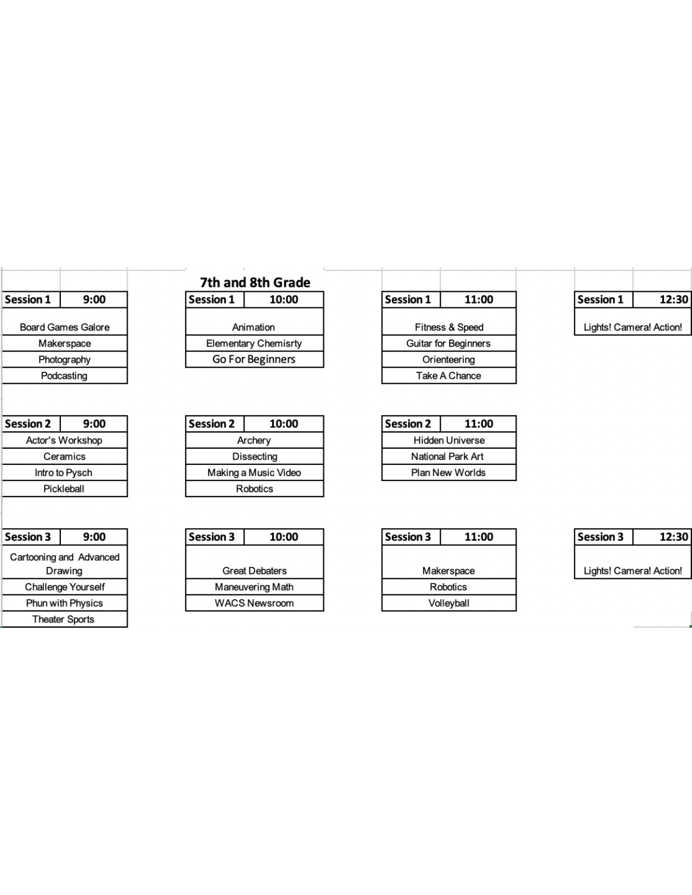# 7th and 8th Grade

| Session 1 | 9:00 |
| --- | --- |
| Board Games Galore | |
| Makerspace | |
| Photography | |
| Podcasting | |

| Session 1 | 10:00 |
| --- | --- |
| Animation | |
| Elementary Chemisrty | |
| Go For Beginners | |

| Session 1 | 11:00 |
| --- | --- |
| Fitness & Speed | |
| Guitar for Beginners | |
| Orienteering | |
| Take A Chance | |

| Session 1 | 12:30 |
| --- | --- |
| Lights! Camera! Action! | |

| Session 2 | 9:00 |
| --- | --- |
| Actor's Workshop | |
| Ceramics | |
| Intro to Pysch | |
| Pickleball | |

| Session 2 | 10:00 |
| --- | --- |
| Archery | |
| Dissecting | |
| Making a Music Video | |
| Robotics | |

| Session 2 | 11:00 |
| --- | --- |
| Hidden Universe | |
| National Park Art | |
| Plan New Worlds | |

| Session 3 | 9:00 |
| --- | --- |
| Cartooning and Advanced Drawing | |
| Challenge Yourself | |
| Phun with Physics | |
| Theater Sports | |

| Session 3 | 10:00 |
| --- | --- |
| Great Debaters | |
| Maneuvering Math | |
| WACS Newsroom | |

| Session 3 | 11:00 |
| --- | --- |
| Makerspace | |
| Robotics | |
| Volleyball | |

| Session 3 | 12:30 |
| --- | --- |
| Lights! Camera! Action! | |